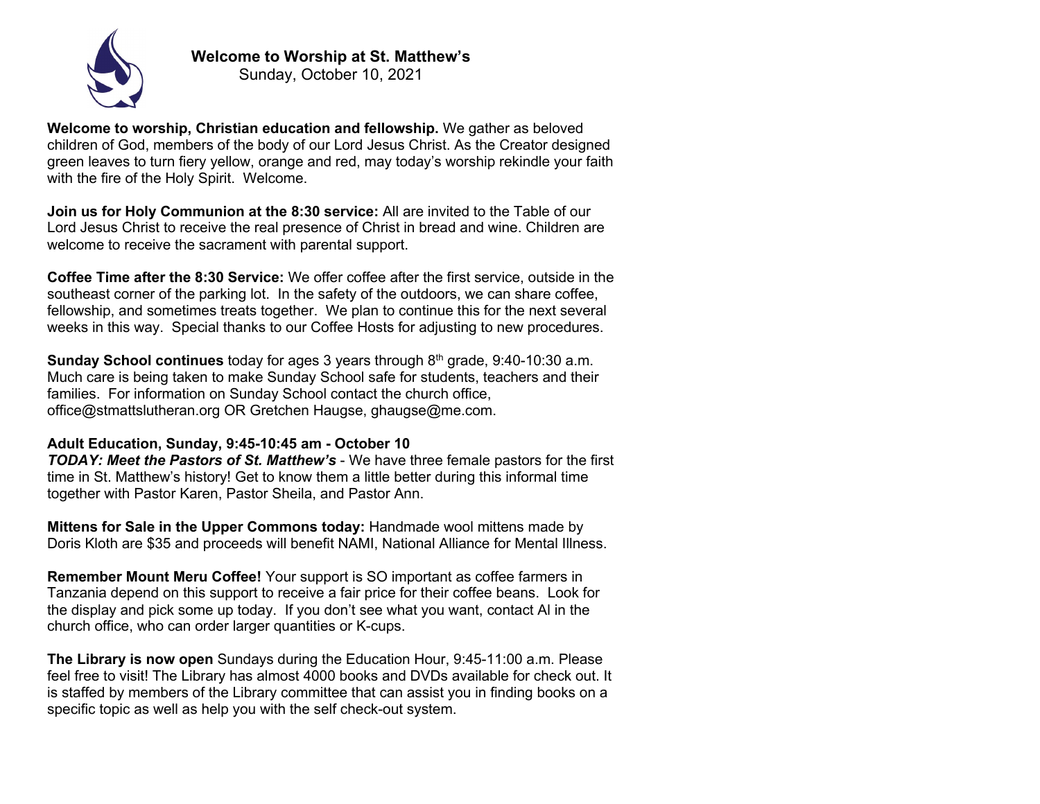**Welcome to Worship at St. Matthew's**
Sunday, October 10, 2021

**Welcome to worship, Christian education and fellowship.** We gather as beloved children of God, members of the body of our Lord Jesus Christ. As the Creator designed green leaves to turn fiery yellow, orange and red, may today's worship rekindle your faith with the fire of the Holy Spirit. Welcome.

**Join us for Holy Communion at the 8:30 service:** All are invited to the Table of our Lord Jesus Christ to receive the real presence of Christ in bread and wine. Children are welcome to receive the sacrament with parental support.

**Coffee Time after the 8:30 Service:** We offer coffee after the first service, outside in the southeast corner of the parking lot. In the safety of the outdoors, we can share coffee, fellowship, and sometimes treats together. We plan to continue this for the next several weeks in this way. Special thanks to our Coffee Hosts for adjusting to new procedures.

**Sunday School continues** today for ages 3 years through 8th grade, 9:40-10:30 a.m. Much care is being taken to make Sunday School safe for students, teachers and their families. For information on Sunday School contact the church office, office@stmattslutheran.org OR Gretchen Haugse, ghaugse@me.com.

**Adult Education, Sunday, 9:45-10:45 am - October 10**
***TODAY: Meet the Pastors of St. Matthew's*** - We have three female pastors for the first time in St. Matthew's history! Get to know them a little better during this informal time together with Pastor Karen, Pastor Sheila, and Pastor Ann.

**Mittens for Sale in the Upper Commons today:** Handmade wool mittens made by Doris Kloth are $35 and proceeds will benefit NAMI, National Alliance for Mental Illness.

**Remember Mount Meru Coffee!** Your support is SO important as coffee farmers in Tanzania depend on this support to receive a fair price for their coffee beans. Look for the display and pick some up today. If you don't see what you want, contact Al in the church office, who can order larger quantities or K-cups.

**The Library is now open** Sundays during the Education Hour, 9:45-11:00 a.m. Please feel free to visit! The Library has almost 4000 books and DVDs available for check out. It is staffed by members of the Library committee that can assist you in finding books on a specific topic as well as help you with the self check-out system.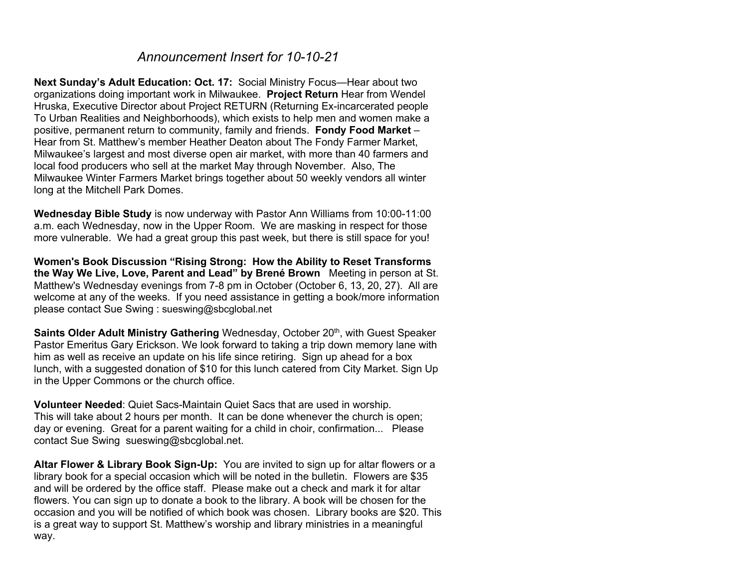*Announcement Insert for 10-10-21*

**Next Sunday's Adult Education: Oct. 17:** Social Ministry Focus—Hear about two organizations doing important work in Milwaukee. **Project Return** Hear from Wendel Hruska, Executive Director about Project RETURN (Returning Ex-incarcerated people To Urban Realities and Neighborhoods), which exists to help men and women make a positive, permanent return to community, family and friends. **Fondy Food Market** – Hear from St. Matthew's member Heather Deaton about The Fondy Farmer Market, Milwaukee's largest and most diverse open air market, with more than 40 farmers and local food producers who sell at the market May through November. Also, The Milwaukee Winter Farmers Market brings together about 50 weekly vendors all winter long at the Mitchell Park Domes.

**Wednesday Bible Study** is now underway with Pastor Ann Williams from 10:00-11:00 a.m. each Wednesday, now in the Upper Room. We are masking in respect for those more vulnerable. We had a great group this past week, but there is still space for you!

**Women's Book Discussion "Rising Strong: How the Ability to Reset Transforms the Way We Live, Love, Parent and Lead" by Brené Brown** Meeting in person at St. Matthew's Wednesday evenings from 7-8 pm in October (October 6, 13, 20, 27). All are welcome at any of the weeks. If you need assistance in getting a book/more information please contact Sue Swing : sueswing@sbcglobal.net

**Saints Older Adult Ministry Gathering** Wednesday, October 20th, with Guest Speaker Pastor Emeritus Gary Erickson. We look forward to taking a trip down memory lane with him as well as receive an update on his life since retiring. Sign up ahead for a box lunch, with a suggested donation of $10 for this lunch catered from City Market. Sign Up in the Upper Commons or the church office.

**Volunteer Needed**: Quiet Sacs-Maintain Quiet Sacs that are used in worship. This will take about 2 hours per month. It can be done whenever the church is open; day or evening. Great for a parent waiting for a child in choir, confirmation... Please contact Sue Swing sueswing@sbcglobal.net.

**Altar Flower & Library Book Sign-Up:** You are invited to sign up for altar flowers or a library book for a special occasion which will be noted in the bulletin. Flowers are $35 and will be ordered by the office staff. Please make out a check and mark it for altar flowers. You can sign up to donate a book to the library. A book will be chosen for the occasion and you will be notified of which book was chosen. Library books are $20. This is a great way to support St. Matthew's worship and library ministries in a meaningful way.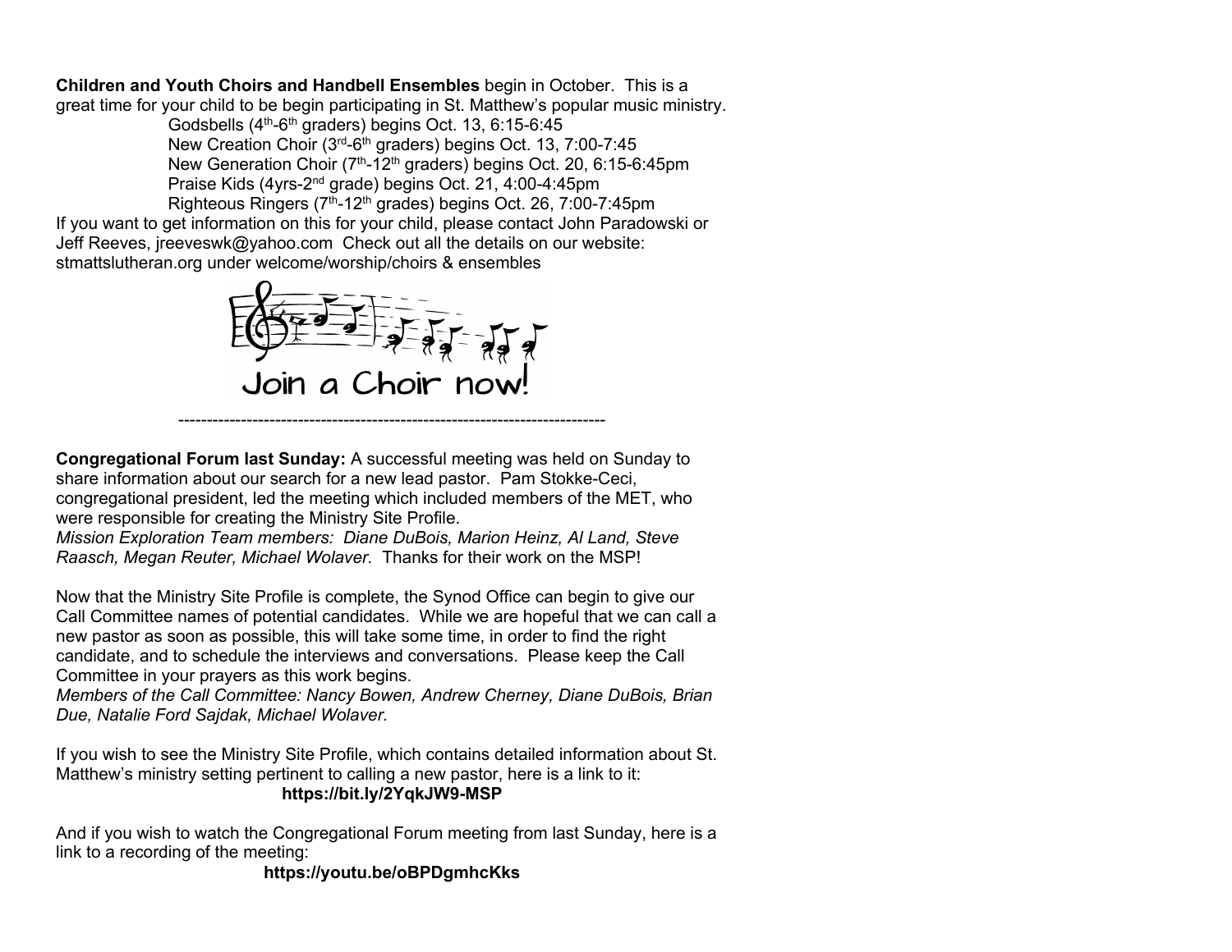**Children and Youth Choirs and Handbell Ensembles** begin in October. This is a great time for your child to be begin participating in St. Matthew's popular music ministry.

Godsbells (4th-6th graders) begins Oct. 13, 6:15-6:45
New Creation Choir (3rd-6th graders) begins Oct. 13, 7:00-7:45
New Generation Choir (7th-12th graders) begins Oct. 20, 6:15-6:45pm
Praise Kids (4yrs-2nd grade) begins Oct. 21, 4:00-4:45pm
Righteous Ringers (7th-12th grades) begins Oct. 26, 7:00-7:45pm

If you want to get information on this for your child, please contact John Paradowski or Jeff Reeves, jreeveswk@yahoo.com Check out all the details on our website: stmattslutheran.org under welcome/worship/choirs & ensembles

Join a Choir now!

---

**Congregational Forum last Sunday:** A successful meeting was held on Sunday to share information about our search for a new lead pastor. Pam Stokke-Ceci, congregational president, led the meeting which included members of the MET, who were responsible for creating the Ministry Site Profile.
*Mission Exploration Team members: Diane DuBois, Marion Heinz, Al Land, Steve Raasch, Megan Reuter, Michael Wolaver.* Thanks for their work on the MSP!

Now that the Ministry Site Profile is complete, the Synod Office can begin to give our Call Committee names of potential candidates. While we are hopeful that we can call a new pastor as soon as possible, this will take some time, in order to find the right candidate, and to schedule the interviews and conversations. Please keep the Call Committee in your prayers as this work begins.
*Members of the Call Committee: Nancy Bowen, Andrew Cherney, Diane DuBois, Brian Due, Natalie Ford Sajdak, Michael Wolaver*.

If you wish to see the Ministry Site Profile, which contains detailed information about St. Matthew's ministry setting pertinent to calling a new pastor, here is a link to it:

**https://bit.ly/2YqkJW9-MSP**

And if you wish to watch the Congregational Forum meeting from last Sunday, here is a link to a recording of the meeting:

**https://youtu.be/oBPDgmhcKks**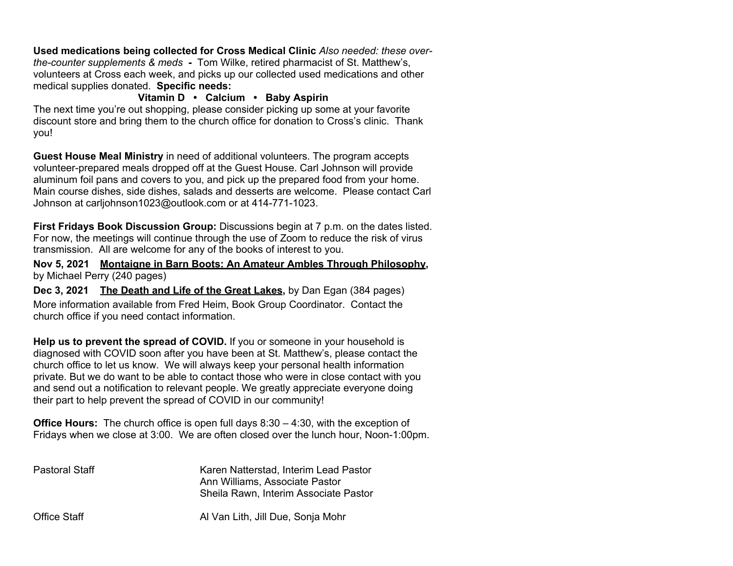**Used medications being collected for Cross Medical Clinic** *Also needed: these over-the-counter supplements & meds* **-** Tom Wilke, retired pharmacist of St. Matthew's, volunteers at Cross each week, and picks up our collected used medications and other medical supplies donated. **Specific needs:**

**Vitamin D • Calcium • Baby Aspirin**

The next time you're out shopping, please consider picking up some at your favorite discount store and bring them to the church office for donation to Cross's clinic. Thank you!

**Guest House Meal Ministry** in need of additional volunteers. The program accepts volunteer-prepared meals dropped off at the Guest House. Carl Johnson will provide aluminum foil pans and covers to you, and pick up the prepared food from your home. Main course dishes, side dishes, salads and desserts are welcome. Please contact Carl Johnson at carljohnson1023@outlook.com or at 414-771-1023.

**First Fridays Book Discussion Group:** Discussions begin at 7 p.m. on the dates listed. For now, the meetings will continue through the use of Zoom to reduce the risk of virus transmission. All are welcome for any of the books of interest to you.

**Nov 5, 2021** **<u>Montaigne in Barn Boots: An Amateur Ambles Through Philosophy</u>,** by Michael Perry (240 pages)

**Dec 3, 2021** **<u>The Death and Life of the Great Lakes</u>,** by Dan Egan (384 pages)

More information available from Fred Heim, Book Group Coordinator. Contact the church office if you need contact information.

**Help us to prevent the spread of COVID.** If you or someone in your household is diagnosed with COVID soon after you have been at St. Matthew's, please contact the church office to let us know. We will always keep your personal health information private. But we do want to be able to contact those who were in close contact with you and send out a notification to relevant people. We greatly appreciate everyone doing their part to help prevent the spread of COVID in our community!

**Office Hours:** The church office is open full days 8:30 – 4:30, with the exception of Fridays when we close at 3:00. We are often closed over the lunch hour, Noon-1:00pm.

| | |
|---|---|
| Pastoral Staff | Karen Natterstad, Interim Lead Pastor<br>Ann Williams, Associate Pastor<br>Sheila Rawn, Interim Associate Pastor |
| Office Staff | Al Van Lith, Jill Due, Sonja Mohr |